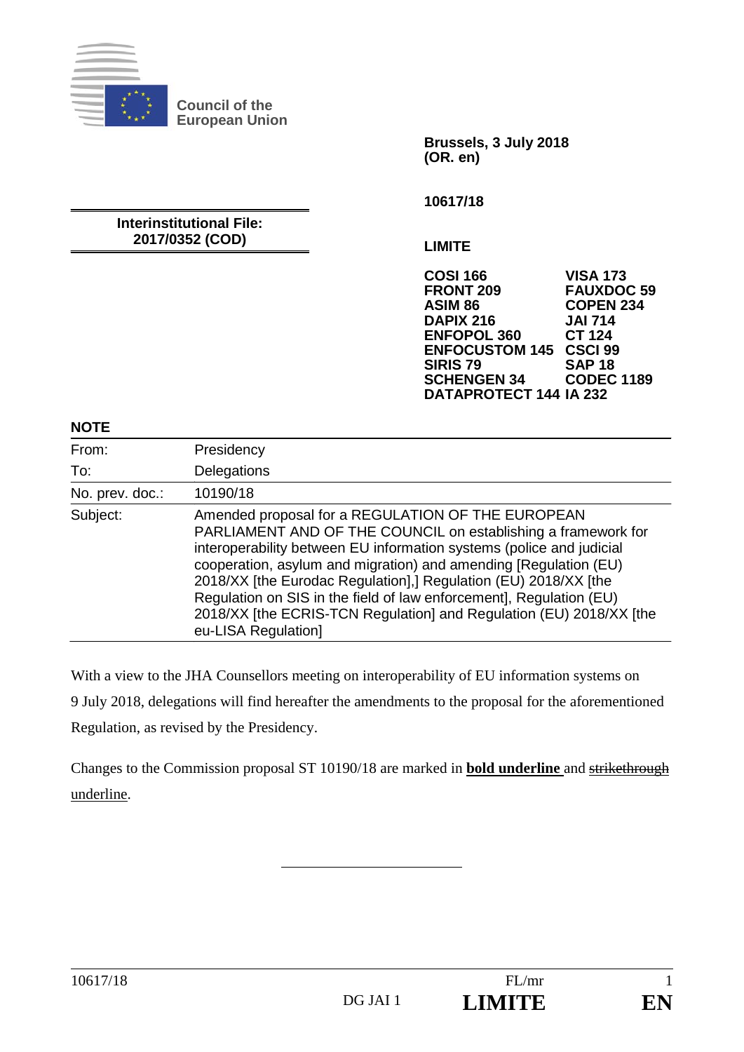**Council of the European Union**

**Brussels, 3 July 2018**
**(OR. en)**

**10617/18**

**Interinstitutional File:**
**2017/0352 (COD)**

**LIMITE**

| | |
|---|---|
| **COSI 166** | **VISA 173** |
| **FRONT 209** | **FAUXDOC 59** |
| **ASIM 86** | **COPEN 234** |
| **DAPIX 216** | **JAI 714** |
| **ENFOPOL 360** | **CT 124** |
| **ENFOCUSTOM 145** | **CSCI 99** |
| **SIRIS 79** | **SAP 18** |
| **SCHENGEN 34** | **CODEC 1189** |
| **DATAPROTECT 144** | **IA 232** |

**NOTE**

| | |
|---|---|
| From: | Presidency |
| To: | Delegations |
| No. prev. doc.: | 10190/18 |
| Subject: | Amended proposal for a REGULATION OF THE EUROPEAN PARLIAMENT AND OF THE COUNCIL on establishing a framework for interoperability between EU information systems (police and judicial cooperation, asylum and migration) and amending [Regulation (EU) 2018/XX [the Eurodac Regulation],] Regulation (EU) 2018/XX [the Regulation on SIS in the field of law enforcement], Regulation (EU) 2018/XX [the ECRIS-TCN Regulation] and Regulation (EU) 2018/XX [the eu-LISA Regulation] |

With a view to the JHA Counsellors meeting on interoperability of EU information systems on 9 July 2018, delegations will find hereafter the amendments to the proposal for the aforementioned Regulation, as revised by the Presidency.

Changes to the Commission proposal ST 10190/18 are marked in **bold underline** and ~~strikethrough~~ underline.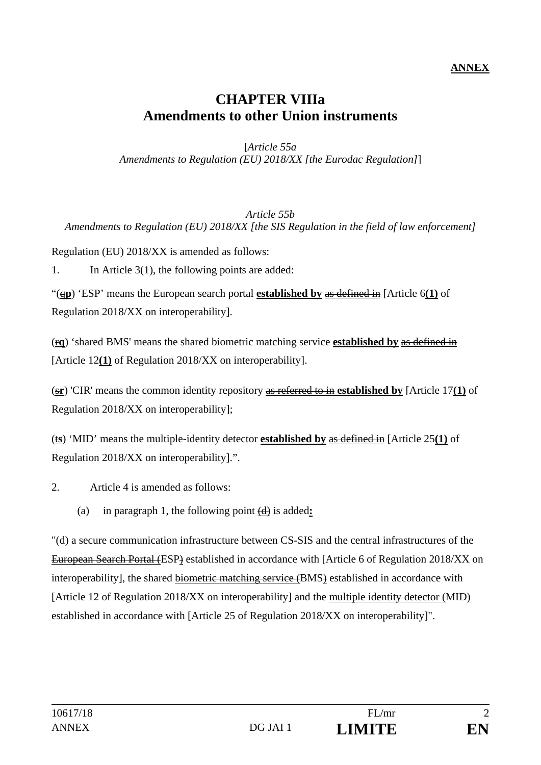**ANNEX**

## CHAPTER VIIIa
## Amendments to other Union instruments

[*Article 55a*
*Amendments to Regulation (EU) 2018/XX [the Eurodac Regulation]*]

*Article 55b*
*Amendments to Regulation (EU) 2018/XX [the SIS Regulation in the field of law enforcement]*

Regulation (EU) 2018/XX is amended as follows:

1. In Article 3(1), the following points are added:

"(~~q~~**p**) 'ESP' means the European search portal **established by** ~~as defined in~~ [Article 6**(1)** of Regulation 2018/XX on interoperability].

(~~r~~**q**) 'shared BMS' means the shared biometric matching service **established by** ~~as defined in~~ [Article 12**(1)** of Regulation 2018/XX on interoperability].

(~~s~~**r**) 'CIR' means the common identity repository ~~as referred to in~~ **established by** [Article 17**(1)** of Regulation 2018/XX on interoperability];

(~~t~~**s**) 'MID' means the multiple-identity detector **established by** ~~as defined in~~ [Article 25**(1)** of Regulation 2018/XX on interoperability].".

2. Article 4 is amended as follows:

   (a) in paragraph 1, the following point ~~(d)~~ is added**:**

"(d) a secure communication infrastructure between CS-SIS and the central infrastructures of the ~~European Search Portal (~~ESP~~)~~ established in accordance with [Article 6 of Regulation 2018/XX on interoperability], the shared ~~biometric matching service (~~BMS~~)~~ established in accordance with [Article 12 of Regulation 2018/XX on interoperability] and the ~~multiple identity detector (~~MID~~)~~ established in accordance with [Article 25 of Regulation 2018/XX on interoperability]".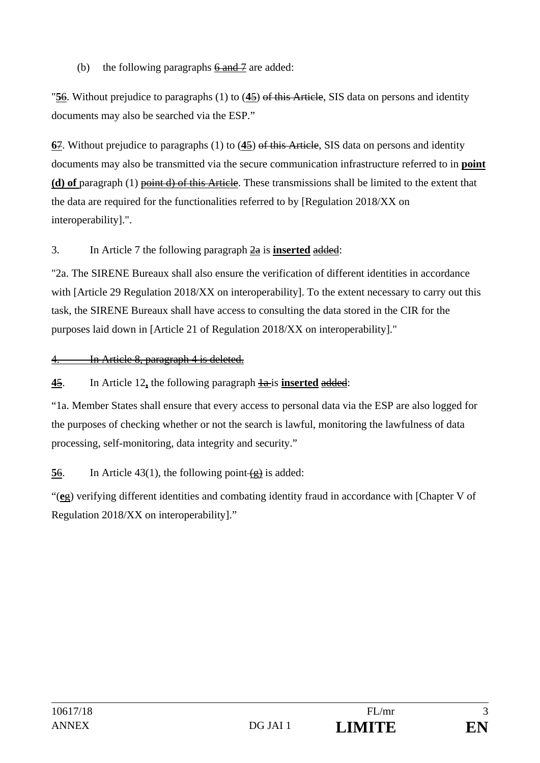(b) the following paragraphs ~~6 and 7~~ are added:

"**5**~~6~~. Without prejudice to paragraphs (1) to (**4**~~5~~) ~~of this Article~~, SIS data on persons and identity documents may also be searched via the ESP."

**6**~~7~~. Without prejudice to paragraphs (1) to (**4**~~5~~) ~~of this Article~~, SIS data on persons and identity documents may also be transmitted via the secure communication infrastructure referred to in **point (d) of** paragraph (1) ~~point d) of this Article~~. These transmissions shall be limited to the extent that the data are required for the functionalities referred to by [Regulation 2018/XX on interoperability].".

3. In Article 7 the following paragraph ~~2a~~ is **inserted** ~~added~~:

"2a. The SIRENE Bureaux shall also ensure the verification of different identities in accordance with [Article 29 Regulation 2018/XX on interoperability]. To the extent necessary to carry out this task, the SIRENE Bureaux shall have access to consulting the data stored in the CIR for the purposes laid down in [Article 21 of Regulation 2018/XX on interoperability]."

~~4. In Article 8, paragraph 4 is deleted.~~

**4**~~5~~. In Article 12**,** the following paragraph ~~1a~~ is **inserted** ~~added~~:

"1a. Member States shall ensure that every access to personal data via the ESP are also logged for the purposes of checking whether or not the search is lawful, monitoring the lawfulness of data processing, self-monitoring, data integrity and security."

**5**~~6~~. In Article 43(1), the following point ~~(g)~~ is added:

"(**e**~~g~~) verifying different identities and combating identity fraud in accordance with [Chapter V of Regulation 2018/XX on interoperability]."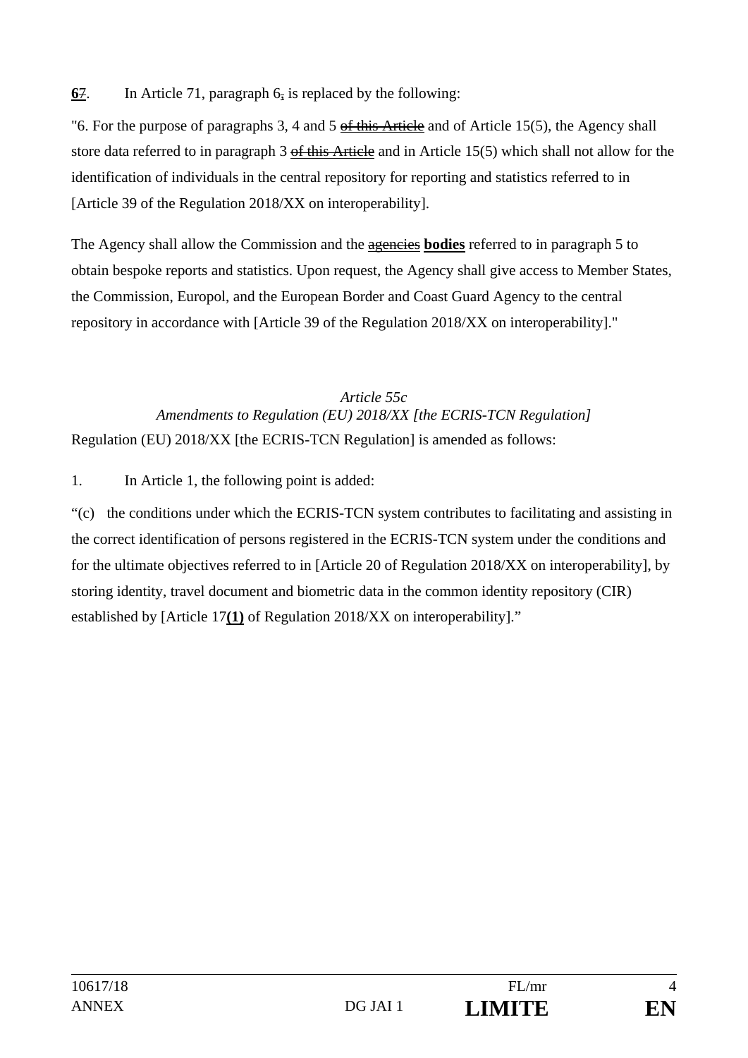**6**~~7~~. In Article 71, paragraph 6~~,~~ is replaced by the following:

"6. For the purpose of paragraphs 3, 4 and 5 ~~of this Article~~ and of Article 15(5), the Agency shall store data referred to in paragraph 3 ~~of this Article~~ and in Article 15(5) which shall not allow for the identification of individuals in the central repository for reporting and statistics referred to in [Article 39 of the Regulation 2018/XX on interoperability].

The Agency shall allow the Commission and the ~~agencies~~ **bodies** referred to in paragraph 5 to obtain bespoke reports and statistics. Upon request, the Agency shall give access to Member States, the Commission, Europol, and the European Border and Coast Guard Agency to the central repository in accordance with [Article 39 of the Regulation 2018/XX on interoperability]."

*Article 55c*

*Amendments to Regulation (EU) 2018/XX [the ECRIS-TCN Regulation]*

Regulation (EU) 2018/XX [the ECRIS-TCN Regulation] is amended as follows:

1. In Article 1, the following point is added:

"(c) the conditions under which the ECRIS-TCN system contributes to facilitating and assisting in the correct identification of persons registered in the ECRIS-TCN system under the conditions and for the ultimate objectives referred to in [Article 20 of Regulation 2018/XX on interoperability], by storing identity, travel document and biometric data in the common identity repository (CIR) established by [Article 17**(1)** of Regulation 2018/XX on interoperability]."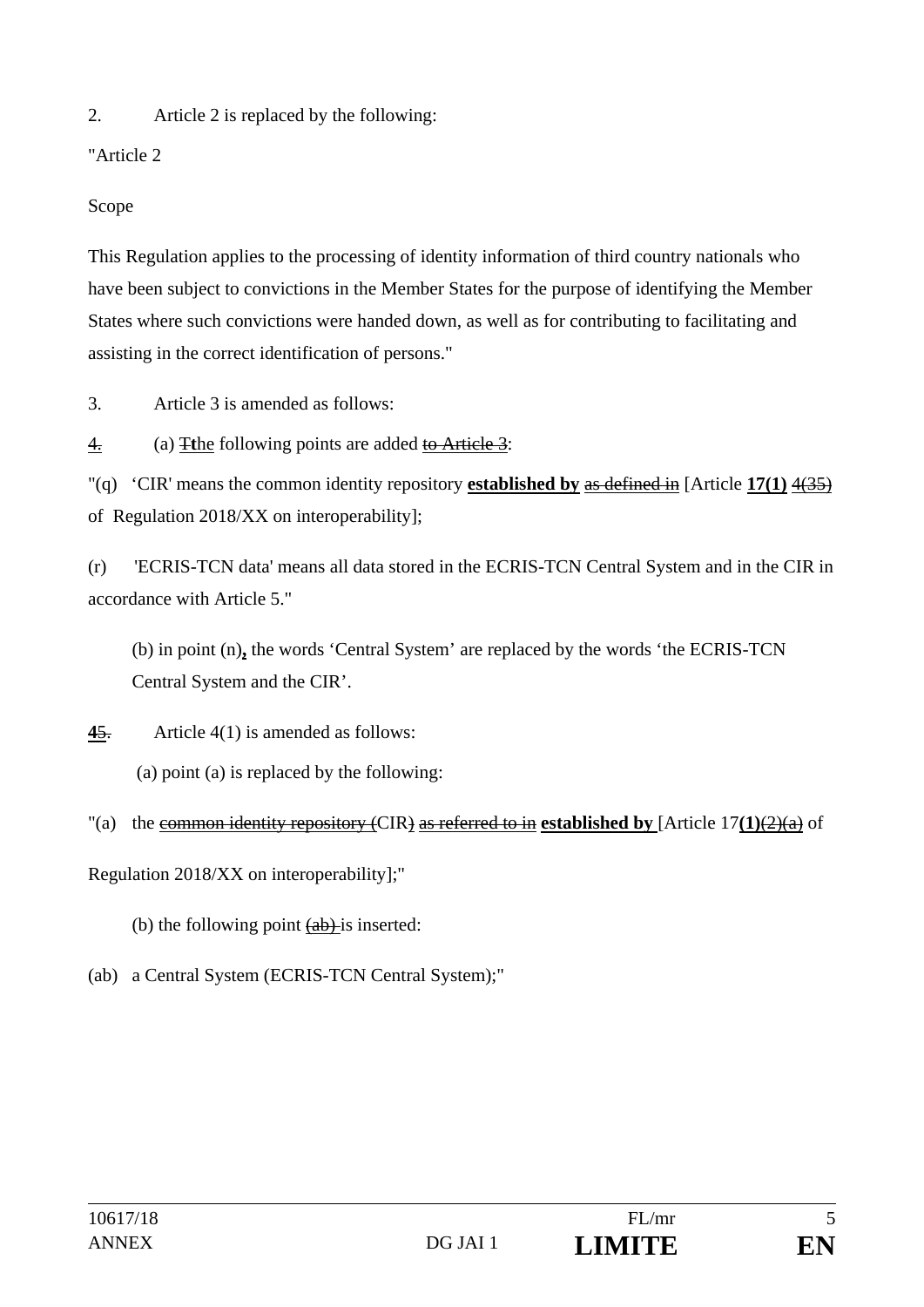2. Article 2 is replaced by the following:

"Article 2

Scope

This Regulation applies to the processing of identity information of third country nationals who have been subject to convictions in the Member States for the purpose of identifying the Member States where such convictions were handed down, as well as for contributing to facilitating and assisting in the correct identification of persons."

3. Article 3 is amended as follows:

~~4.~~ (a) ~~T~~**t**he following points are added ~~to Article 3~~:

"(q) 'CIR' means the common identity repository **established by** ~~as defined in~~ [Article **17(1)** ~~4(35)~~ of Regulation 2018/XX on interoperability];

(r) 'ECRIS-TCN data' means all data stored in the ECRIS-TCN Central System and in the CIR in accordance with Article 5."

(b) in point (n)**,** the words 'Central System' are replaced by the words 'the ECRIS-TCN Central System and the CIR'.

**4**~~5.~~ Article 4(1) is amended as follows:

(a) point (a) is replaced by the following:

"(a) the ~~common identity repository (~~CIR~~)~~ ~~as referred to in~~ **established by** [Article 17**(1)**~~(2)(a)~~ of Regulation 2018/XX on interoperability];"

(b) the following point ~~(ab)~~ is inserted:

(ab) a Central System (ECRIS-TCN Central System);"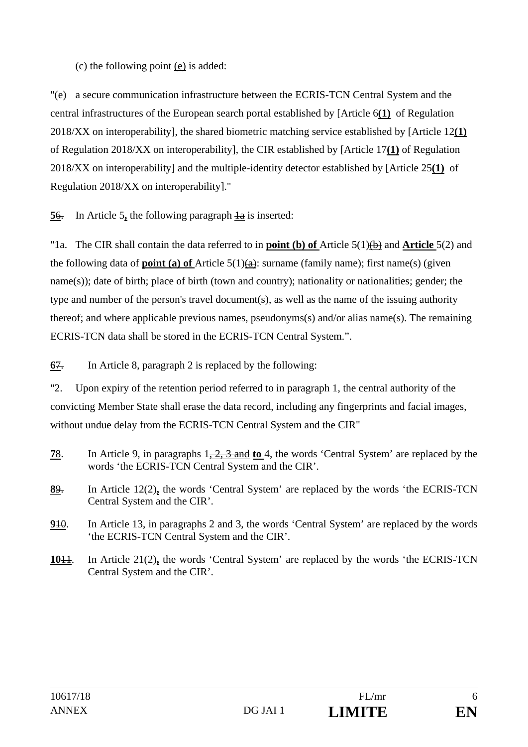(c) the following point ~~(e)~~ is added:

"(e) a secure communication infrastructure between the ECRIS-TCN Central System and the central infrastructures of the European search portal established by [Article 6**(1)** of Regulation 2018/XX on interoperability], the shared biometric matching service established by [Article 12**(1)** of Regulation 2018/XX on interoperability], the CIR established by [Article 17**(1)** of Regulation 2018/XX on interoperability] and the multiple-identity detector established by [Article 25**(1)** of Regulation 2018/XX on interoperability]."

**5**~~6~~. In Article 5**,** the following paragraph ~~1a~~ is inserted:

"1a. The CIR shall contain the data referred to in **point (b) of** Article 5(1)~~(b)~~ and **Article** 5(2) and the following data of **point (a) of** Article 5(1)~~(a)~~: surname (family name); first name(s) (given name(s)); date of birth; place of birth (town and country); nationality or nationalities; gender; the type and number of the person's travel document(s), as well as the name of the issuing authority thereof; and where applicable previous names, pseudonyms(s) and/or alias name(s). The remaining ECRIS-TCN data shall be stored in the ECRIS-TCN Central System.".

**6**~~7~~. In Article 8, paragraph 2 is replaced by the following:

"2. Upon expiry of the retention period referred to in paragraph 1, the central authority of the convicting Member State shall erase the data record, including any fingerprints and facial images, without undue delay from the ECRIS-TCN Central System and the CIR"

**7**~~8~~. In Article 9, in paragraphs 1~~, 2, 3 and~~ **to** 4, the words 'Central System' are replaced by the words 'the ECRIS-TCN Central System and the CIR'.

**8**~~9~~. In Article 12(2)**,** the words 'Central System' are replaced by the words 'the ECRIS-TCN Central System and the CIR'.

**9**~~10~~. In Article 13, in paragraphs 2 and 3, the words 'Central System' are replaced by the words 'the ECRIS-TCN Central System and the CIR'.

**10**~~11~~. In Article 21(2)**,** the words 'Central System' are replaced by the words 'the ECRIS-TCN Central System and the CIR'.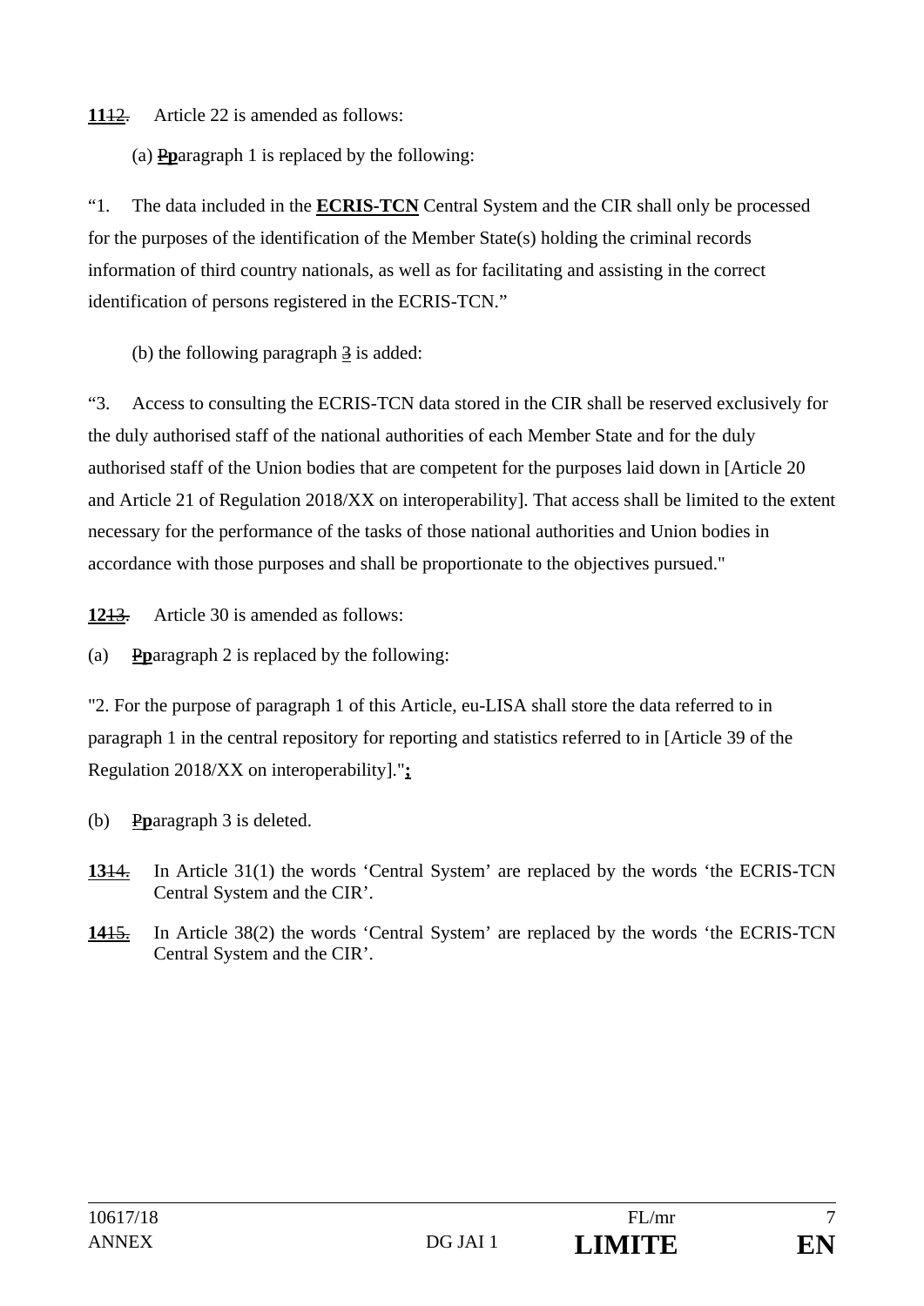**11**~~12.~~ Article 22 is amended as follows:

(a) ~~P~~**p**aragraph 1 is replaced by the following:

“1. The data included in the **ECRIS-TCN** Central System and the CIR shall only be processed for the purposes of the identification of the Member State(s) holding the criminal records information of third country nationals, as well as for facilitating and assisting in the correct identification of persons registered in the ECRIS-TCN.”

(b) the following paragraph 3 is added:

“3. Access to consulting the ECRIS-TCN data stored in the CIR shall be reserved exclusively for the duly authorised staff of the national authorities of each Member State and for the duly authorised staff of the Union bodies that are competent for the purposes laid down in [Article 20 and Article 21 of Regulation 2018/XX on interoperability]. That access shall be limited to the extent necessary for the performance of the tasks of those national authorities and Union bodies in accordance with those purposes and shall be proportionate to the objectives pursued."

**12**~~13.~~ Article 30 is amended as follows:

(a) ~~P~~**p**aragraph 2 is replaced by the following:

"2. For the purpose of paragraph 1 of this Article, eu-LISA shall store the data referred to in paragraph 1 in the central repository for reporting and statistics referred to in [Article 39 of the Regulation 2018/XX on interoperability]."**;**

(b) ~~P~~**p**aragraph 3 is deleted.

**13**~~14.~~ In Article 31(1) the words ‘Central System’ are replaced by the words ‘the ECRIS-TCN Central System and the CIR’.

**14**~~15.~~ In Article 38(2) the words ‘Central System’ are replaced by the words ‘the ECRIS-TCN Central System and the CIR’.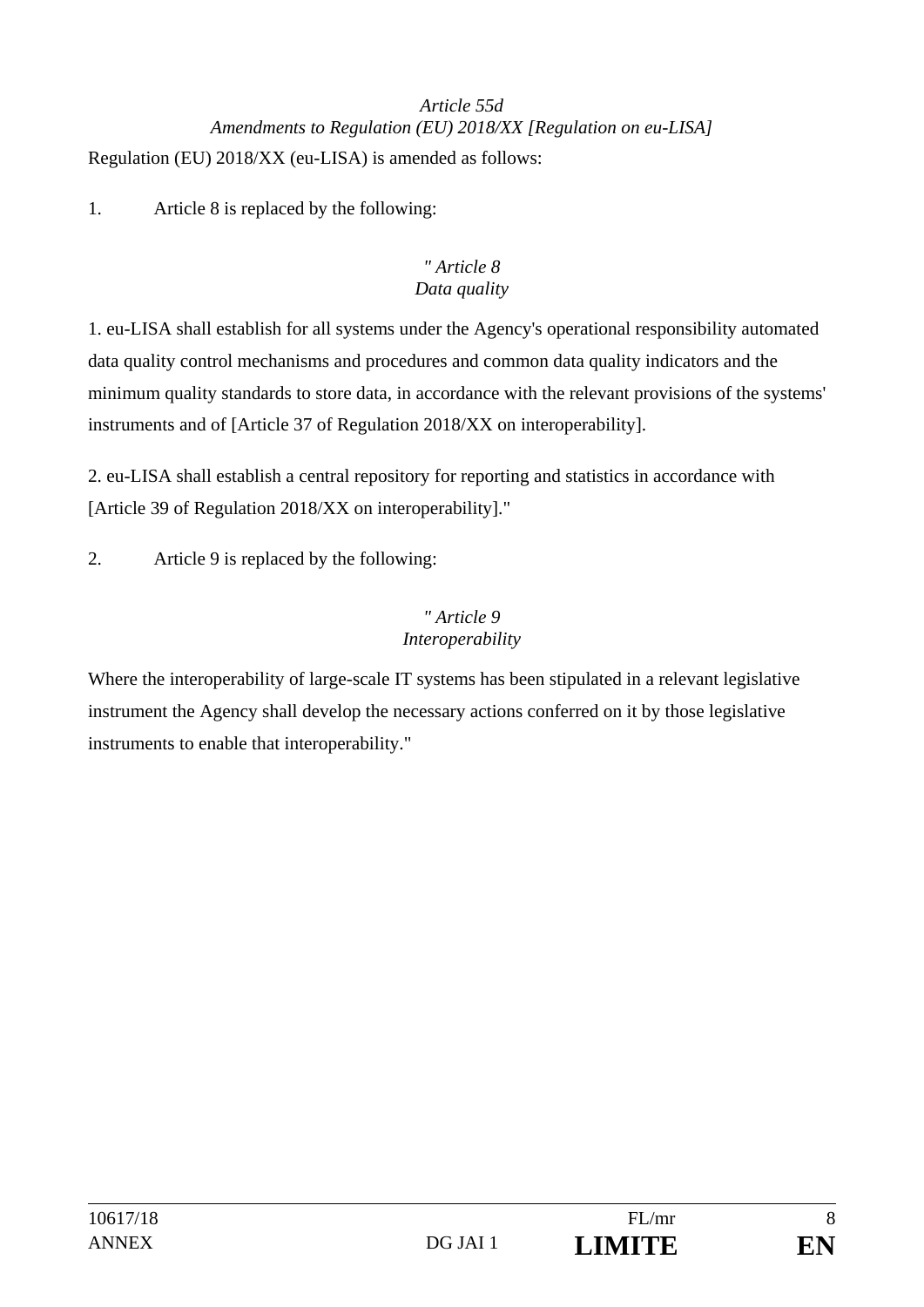*Article 55d*
*Amendments to Regulation (EU) 2018/XX [Regulation on eu-LISA]*

Regulation (EU) 2018/XX (eu-LISA) is amended as follows:

1. Article 8 is replaced by the following:

*" Article 8*
*Data quality*

1. eu-LISA shall establish for all systems under the Agency's operational responsibility automated data quality control mechanisms and procedures and common data quality indicators and the minimum quality standards to store data, in accordance with the relevant provisions of the systems' instruments and of [Article 37 of Regulation 2018/XX on interoperability].

2. eu-LISA shall establish a central repository for reporting and statistics in accordance with [Article 39 of Regulation 2018/XX on interoperability]."

2. Article 9 is replaced by the following:

*" Article 9*
*Interoperability*

Where the interoperability of large-scale IT systems has been stipulated in a relevant legislative instrument the Agency shall develop the necessary actions conferred on it by those legislative instruments to enable that interoperability."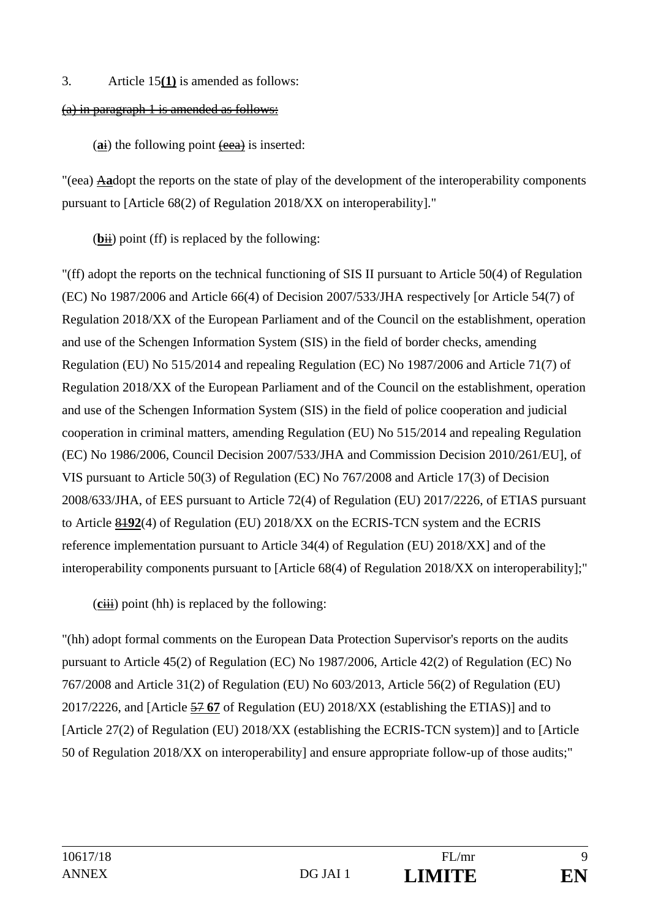3. Article 15**(1)** is amended as follows:

~~(a) in paragraph 1 is amended as follows:~~

(**a**~~i~~) the following point ~~(eea)~~ is inserted:

"(eea) ~~A~~**a**dopt the reports on the state of play of the development of the interoperability components pursuant to [Article 68(2) of Regulation 2018/XX on interoperability]."

(**b**~~ii~~) point (ff) is replaced by the following:

"(ff) adopt the reports on the technical functioning of SIS II pursuant to Article 50(4) of Regulation (EC) No 1987/2006 and Article 66(4) of Decision 2007/533/JHA respectively [or Article 54(7) of Regulation 2018/XX of the European Parliament and of the Council on the establishment, operation and use of the Schengen Information System (SIS) in the field of border checks, amending Regulation (EU) No 515/2014 and repealing Regulation (EC) No 1987/2006 and Article 71(7) of Regulation 2018/XX of the European Parliament and of the Council on the establishment, operation and use of the Schengen Information System (SIS) in the field of police cooperation and judicial cooperation in criminal matters, amending Regulation (EU) No 515/2014 and repealing Regulation (EC) No 1986/2006, Council Decision 2007/533/JHA and Commission Decision 2010/261/EU], of VIS pursuant to Article 50(3) of Regulation (EC) No 767/2008 and Article 17(3) of Decision 2008/633/JHA, of EES pursuant to Article 72(4) of Regulation (EU) 2017/2226, of ETIAS pursuant to Article ~~81~~**92**(4) of Regulation (EU) 2018/XX on the ECRIS-TCN system and the ECRIS reference implementation pursuant to Article 34(4) of Regulation (EU) 2018/XX] and of the interoperability components pursuant to [Article 68(4) of Regulation 2018/XX on interoperability];"

(**c**~~iii~~) point (hh) is replaced by the following:

"(hh) adopt formal comments on the European Data Protection Supervisor's reports on the audits pursuant to Article 45(2) of Regulation (EC) No 1987/2006, Article 42(2) of Regulation (EC) No 767/2008 and Article 31(2) of Regulation (EU) No 603/2013, Article 56(2) of Regulation (EU) 2017/2226, and [Article ~~57~~ **67** of Regulation (EU) 2018/XX (establishing the ETIAS)] and to [Article 27(2) of Regulation (EU) 2018/XX (establishing the ECRIS-TCN system)] and to [Article 50 of Regulation 2018/XX on interoperability] and ensure appropriate follow-up of those audits;"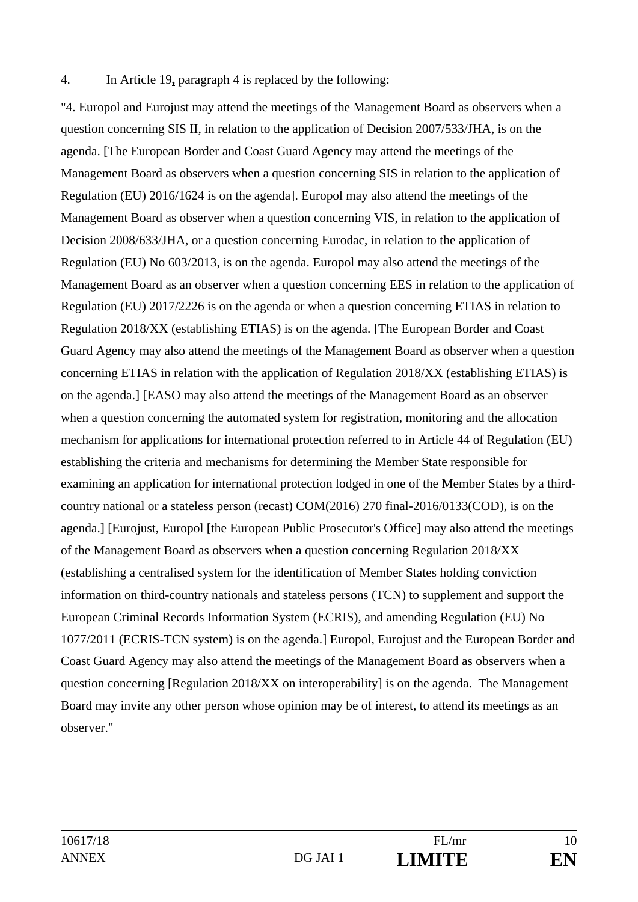4. In Article 19, paragraph 4 is replaced by the following:

"4. Europol and Eurojust may attend the meetings of the Management Board as observers when a question concerning SIS II, in relation to the application of Decision 2007/533/JHA, is on the agenda. [The European Border and Coast Guard Agency may attend the meetings of the Management Board as observers when a question concerning SIS in relation to the application of Regulation (EU) 2016/1624 is on the agenda]. Europol may also attend the meetings of the Management Board as observer when a question concerning VIS, in relation to the application of Decision 2008/633/JHA, or a question concerning Eurodac, in relation to the application of Regulation (EU) No 603/2013, is on the agenda. Europol may also attend the meetings of the Management Board as an observer when a question concerning EES in relation to the application of Regulation (EU) 2017/2226 is on the agenda or when a question concerning ETIAS in relation to Regulation 2018/XX (establishing ETIAS) is on the agenda. [The European Border and Coast Guard Agency may also attend the meetings of the Management Board as observer when a question concerning ETIAS in relation with the application of Regulation 2018/XX (establishing ETIAS) is on the agenda.] [EASO may also attend the meetings of the Management Board as an observer when a question concerning the automated system for registration, monitoring and the allocation mechanism for applications for international protection referred to in Article 44 of Regulation (EU) establishing the criteria and mechanisms for determining the Member State responsible for examining an application for international protection lodged in one of the Member States by a third-country national or a stateless person (recast) COM(2016) 270 final-2016/0133(COD), is on the agenda.] [Eurojust, Europol [the European Public Prosecutor's Office] may also attend the meetings of the Management Board as observers when a question concerning Regulation 2018/XX (establishing a centralised system for the identification of Member States holding conviction information on third-country nationals and stateless persons (TCN) to supplement and support the European Criminal Records Information System (ECRIS), and amending Regulation (EU) No 1077/2011 (ECRIS-TCN system) is on the agenda.] Europol, Eurojust and the European Border and Coast Guard Agency may also attend the meetings of the Management Board as observers when a question concerning [Regulation 2018/XX on interoperability] is on the agenda. The Management Board may invite any other person whose opinion may be of interest, to attend its meetings as an observer."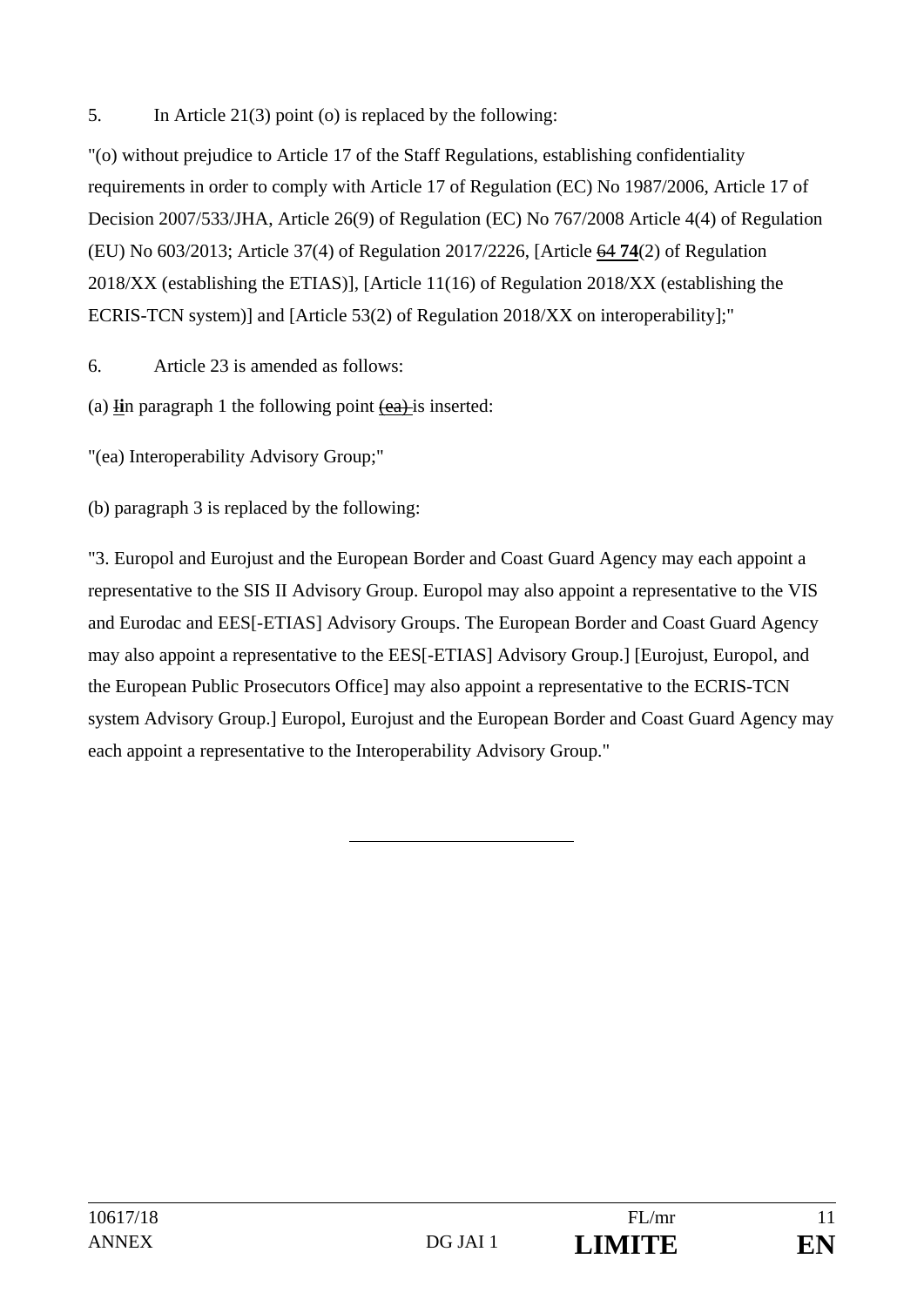5. In Article 21(3) point (o) is replaced by the following:

"(o) without prejudice to Article 17 of the Staff Regulations, establishing confidentiality requirements in order to comply with Article 17 of Regulation (EC) No 1987/2006, Article 17 of Decision 2007/533/JHA, Article 26(9) of Regulation (EC) No 767/2008 Article 4(4) of Regulation (EU) No 603/2013; Article 37(4) of Regulation 2017/2226, [Article ~~64~~ **74**(2) of Regulation 2018/XX (establishing the ETIAS)], [Article 11(16) of Regulation 2018/XX (establishing the ECRIS-TCN system)] and [Article 53(2) of Regulation 2018/XX on interoperability];"

6. Article 23 is amended as follows:

(a) ~~I~~**i**n paragraph 1 the following point ~~(ea)~~ is inserted:

"(ea) Interoperability Advisory Group;"

(b) paragraph 3 is replaced by the following:

"3. Europol and Eurojust and the European Border and Coast Guard Agency may each appoint a representative to the SIS II Advisory Group. Europol may also appoint a representative to the VIS and Eurodac and EES[-ETIAS] Advisory Groups. The European Border and Coast Guard Agency may also appoint a representative to the EES[-ETIAS] Advisory Group.] [Eurojust, Europol, and the European Public Prosecutors Office] may also appoint a representative to the ECRIS-TCN system Advisory Group.] Europol, Eurojust and the European Border and Coast Guard Agency may each appoint a representative to the Interoperability Advisory Group."